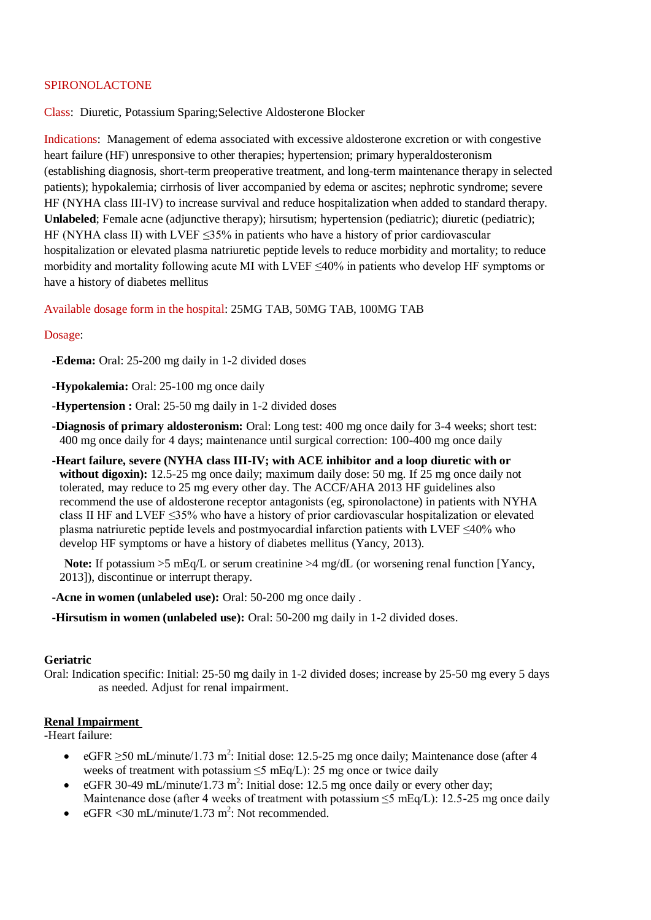# SPIRONOLACTONE

Class: Diuretic, Potassium Sparing;Selective Aldosterone Blocker

Indications: Management of edema associated with excessive aldosterone excretion or with congestive heart failure (HF) unresponsive to other therapies; hypertension; primary hyperaldosteronism (establishing diagnosis, short-term preoperative treatment, and long-term maintenance therapy in selected patients); hypokalemia; cirrhosis of liver accompanied by edema or ascites; nephrotic syndrome; severe HF (NYHA class III-IV) to increase survival and reduce hospitalization when added to standard therapy. **Unlabeled**; Female acne (adjunctive therapy); hirsutism; hypertension (pediatric); diuretic (pediatric); HF (NYHA class II) with LVEF ≤35% in patients who have a history of prior cardiovascular hospitalization or elevated plasma natriuretic peptide levels to reduce morbidity and mortality; to reduce morbidity and mortality following acute MI with LVEF ≤40% in patients who develop HF symptoms or have a history of diabetes mellitus

Available dosage form in the hospital: 25MG TAB, 50MG TAB, 100MG TAB

Dosage:

- **-Edema:** Oral: 25-200 mg daily in 1-2 divided doses
- **-Hypokalemia:** Oral: 25-100 mg once daily
- **-Hypertension :** Oral: 25-50 mg daily in 1-2 divided doses
- **-Diagnosis of primary aldosteronism:** Oral: Long test: 400 mg once daily for 3-4 weeks; short test: 400 mg once daily for 4 days; maintenance until surgical correction: 100-400 mg once daily
- **-Heart failure, severe (NYHA class III-IV; with ACE inhibitor and a loop diuretic with or without digoxin):** 12.5-25 mg once daily; maximum daily dose: 50 mg. If 25 mg once daily not tolerated, may reduce to 25 mg every other day. The ACCF/AHA 2013 HF guidelines also recommend the use of aldosterone receptor antagonists (eg, spironolactone) in patients with NYHA class II HF and LVEF ≤35% who have a history of prior cardiovascular hospitalization or elevated plasma natriuretic peptide levels and postmyocardial infarction patients with LVEF ≤40% who develop HF symptoms or have a history of diabetes mellitus (Yancy, 2013).

  **Note:** If potassium >5 mEq/L or serum creatinine >4 mg/dL (or worsening renal function [Yancy, 2013]), discontinue or interrupt therapy.
- **-Acne in women (unlabeled use):** Oral: 50-200 mg once daily .
- **-Hirsutism in women (unlabeled use):** Oral: 50-200 mg daily in 1-2 divided doses.

**Geriatric**

Oral: Indication specific: Initial: 25-50 mg daily in 1-2 divided doses; increase by 25-50 mg every 5 days as needed. Adjust for renal impairment.

**Renal Impairment**

-Heart failure:

- eGFR ≥50 mL/minute/1.73 $m^2$: Initial dose: 12.5-25 mg once daily; Maintenance dose (after 4 weeks of treatment with potassium ≤5 mEq/L): 25 mg once or twice daily
- eGFR 30-49 mL/minute/1.73 $m^2$: Initial dose: 12.5 mg once daily or every other day; Maintenance dose (after 4 weeks of treatment with potassium ≤5 mEq/L): 12.5-25 mg once daily
- eGFR <30 mL/minute/1.73 $m^2$: Not recommended.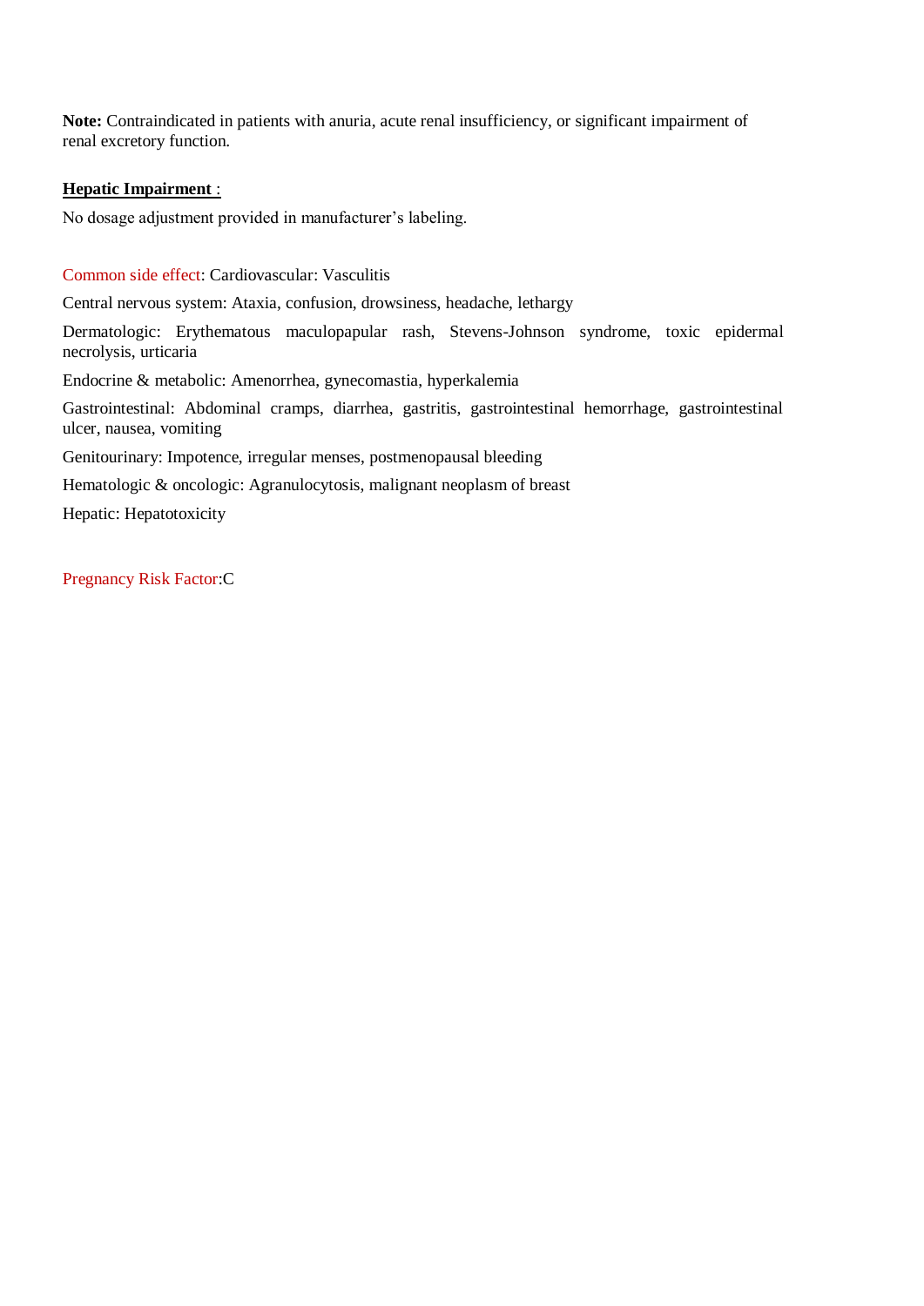**Note:** Contraindicated in patients with anuria, acute renal insufficiency, or significant impairment of renal excretory function.

**Hepatic Impairment** :

No dosage adjustment provided in manufacturer's labeling.

Common side effect: Cardiovascular: Vasculitis

Central nervous system: Ataxia, confusion, drowsiness, headache, lethargy

Dermatologic: Erythematous maculopapular rash, Stevens-Johnson syndrome, toxic epidermal necrolysis, urticaria

Endocrine & metabolic: Amenorrhea, gynecomastia, hyperkalemia

Gastrointestinal: Abdominal cramps, diarrhea, gastritis, gastrointestinal hemorrhage, gastrointestinal ulcer, nausea, vomiting

Genitourinary: Impotence, irregular menses, postmenopausal bleeding

Hematologic & oncologic: Agranulocytosis, malignant neoplasm of breast

Hepatic: Hepatotoxicity

Pregnancy Risk Factor:C